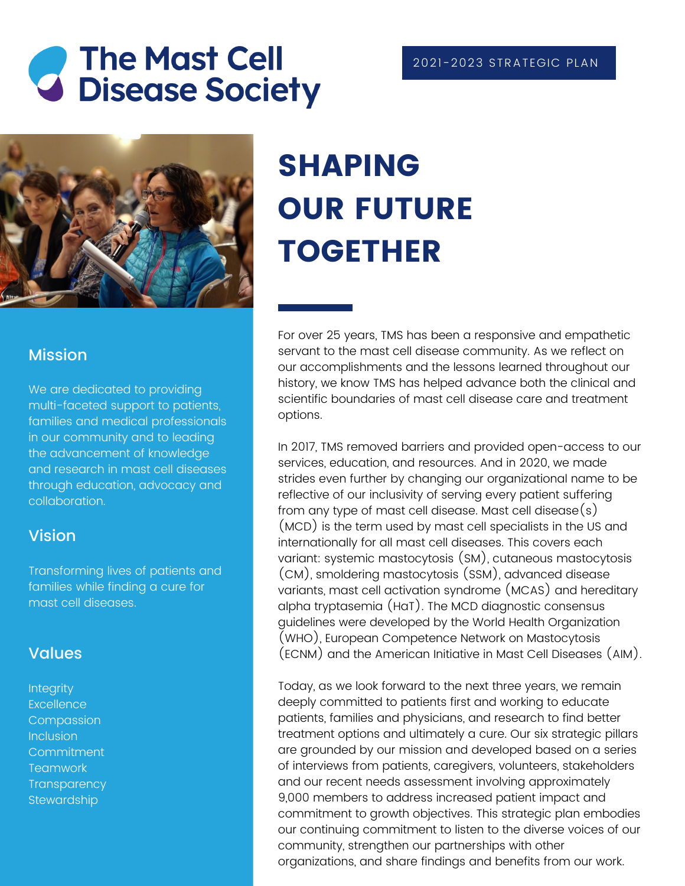# The Mast Cell Disease Society

2021-2023 STRATEGIC PLAN

## Mission

We are dedicated to providing multi-faceted support to patients, families and medical professionals in our community and to leading the advancement of knowledge and research in mast cell diseases through education, advocacy and collaboration.

## Vision

Transforming lives of patients and families while finding a cure for mast cell diseases.

## Values

Integrity
Excellence
Compassion
Inclusion
Commitment
Teamwork
Transparency
Stewardship

# SHAPING OUR FUTURE TOGETHER

For over 25 years, TMS has been a responsive and empathetic servant to the mast cell disease community. As we reflect on our accomplishments and the lessons learned throughout our history, we know TMS has helped advance both the clinical and scientific boundaries of mast cell disease care and treatment options.

In 2017, TMS removed barriers and provided open-access to our services, education, and resources. And in 2020, we made strides even further by changing our organizational name to be reflective of our inclusivity of serving every patient suffering from any type of mast cell disease. Mast cell disease(s) (MCD) is the term used by mast cell specialists in the US and internationally for all mast cell diseases. This covers each variant: systemic mastocytosis (SM), cutaneous mastocytosis (CM), smoldering mastocytosis (SSM), advanced disease variants, mast cell activation syndrome (MCAS) and hereditary alpha tryptasemia (HaT). The MCD diagnostic consensus guidelines were developed by the World Health Organization (WHO), European Competence Network on Mastocytosis (ECNM) and the American Initiative in Mast Cell Diseases (AIM).

Today, as we look forward to the next three years, we remain deeply committed to patients first and working to educate patients, families and physicians, and research to find better treatment options and ultimately a cure. Our six strategic pillars are grounded by our mission and developed based on a series of interviews from patients, caregivers, volunteers, stakeholders and our recent needs assessment involving approximately 9,000 members to address increased patient impact and commitment to growth objectives. This strategic plan embodies our continuing commitment to listen to the diverse voices of our community, strengthen our partnerships with other organizations, and share findings and benefits from our work.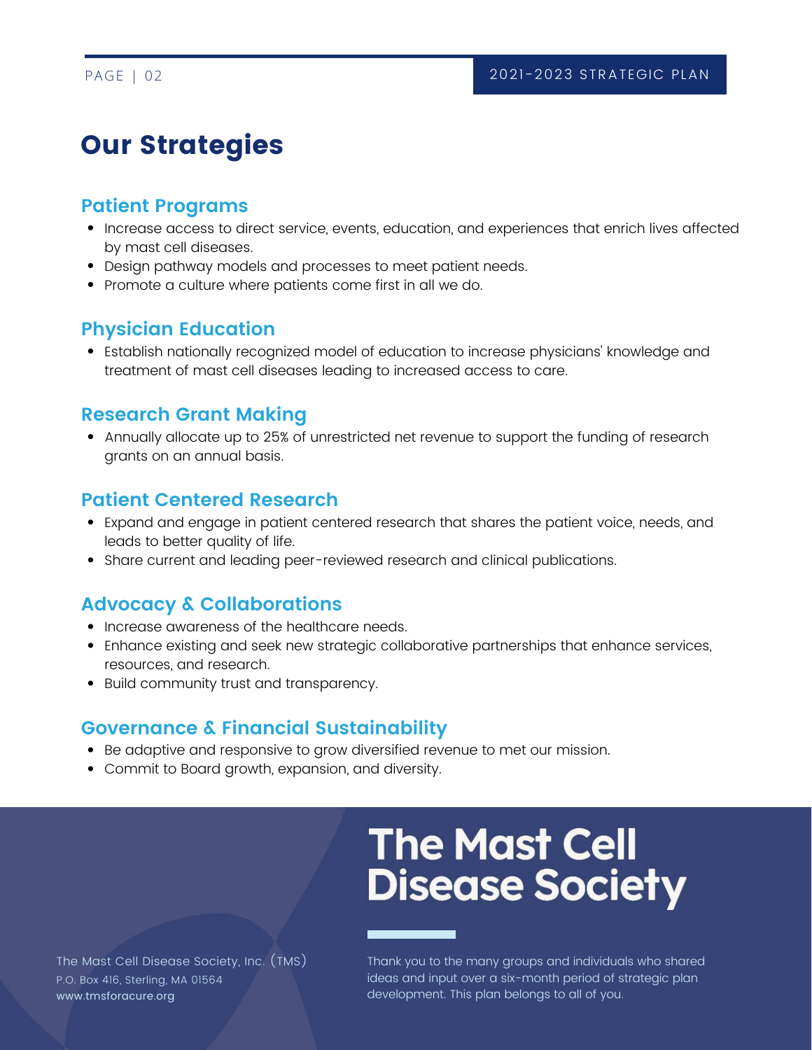# Our Strategies

## Patient Programs

- Increase access to direct service, events, education, and experiences that enrich lives affected by mast cell diseases.
- Design pathway models and processes to meet patient needs.
- Promote a culture where patients come first in all we do.

## Physician Education

- Establish nationally recognized model of education to increase physicians' knowledge and treatment of mast cell diseases leading to increased access to care.

## Research Grant Making

- Annually allocate up to 25% of unrestricted net revenue to support the funding of research grants on an annual basis.

## Patient Centered Research

- Expand and engage in patient centered research that shares the patient voice, needs, and leads to better quality of life.
- Share current and leading peer-reviewed research and clinical publications.

## Advocacy & Collaborations

- Increase awareness of the healthcare needs.
- Enhance existing and seek new strategic collaborative partnerships that enhance services, resources, and research.
- Build community trust and transparency.

## Governance & Financial Sustainability

- Be adaptive and responsive to grow diversified revenue to met our mission.
- Commit to Board growth, expansion, and diversity.

# The Mast Cell Disease Society

The Mast Cell Disease Society, Inc. (TMS)
P.O. Box 416, Sterling, MA 01564
www.tmsforacure.org

Thank you to the many groups and individuals who shared ideas and input over a six-month period of strategic plan development. This plan belongs to all of you.